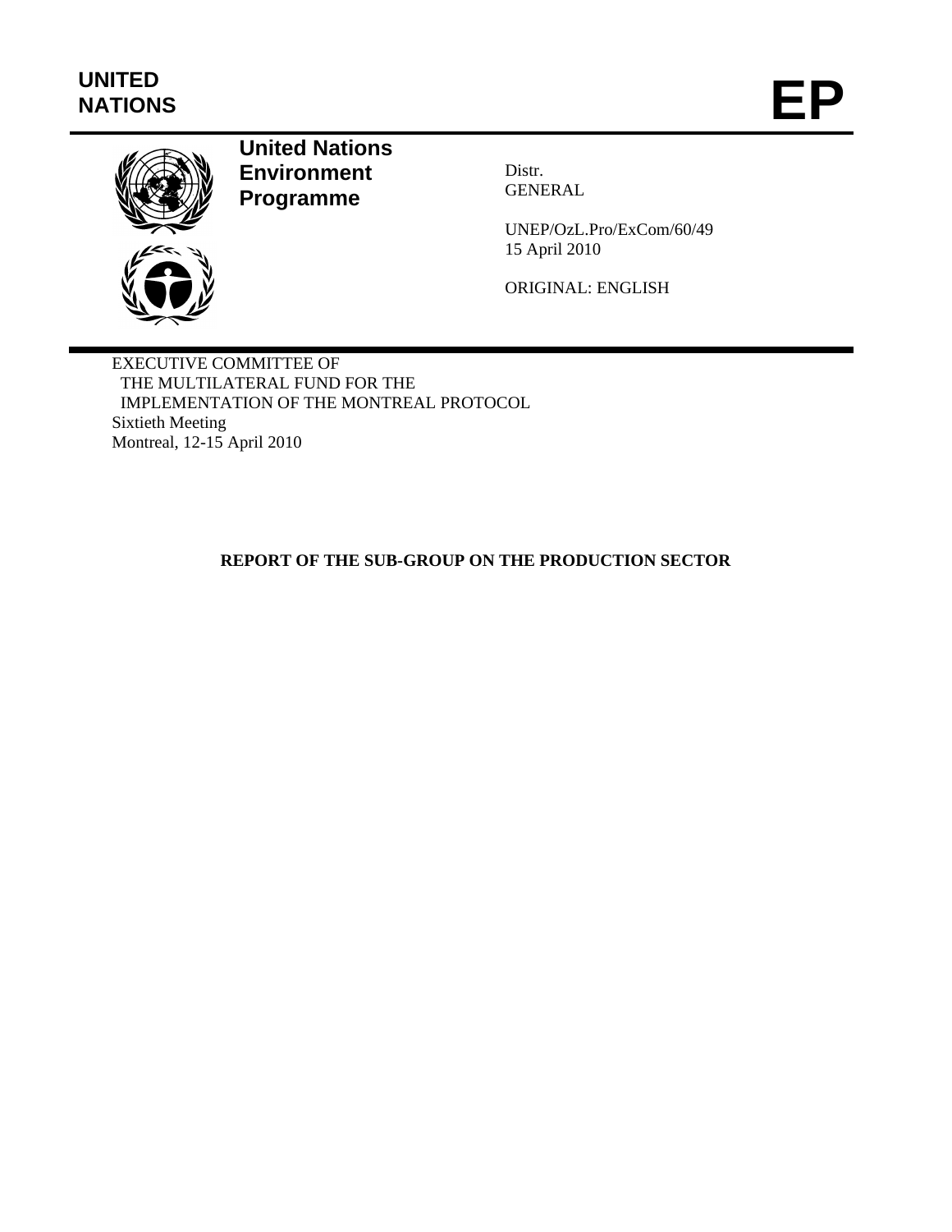**UNITED NATIONS**

# EP

**United Nations Environment Programme**

Distr.
GENERAL

UNEP/OzL.Pro/ExCom/60/49
15 April 2010

ORIGINAL: ENGLISH

EXECUTIVE COMMITTEE OF
THE MULTILATERAL FUND FOR THE
IMPLEMENTATION OF THE MONTREAL PROTOCOL
Sixtieth Meeting
Montreal, 12-15 April 2010

## REPORT OF THE SUB-GROUP ON THE PRODUCTION SECTOR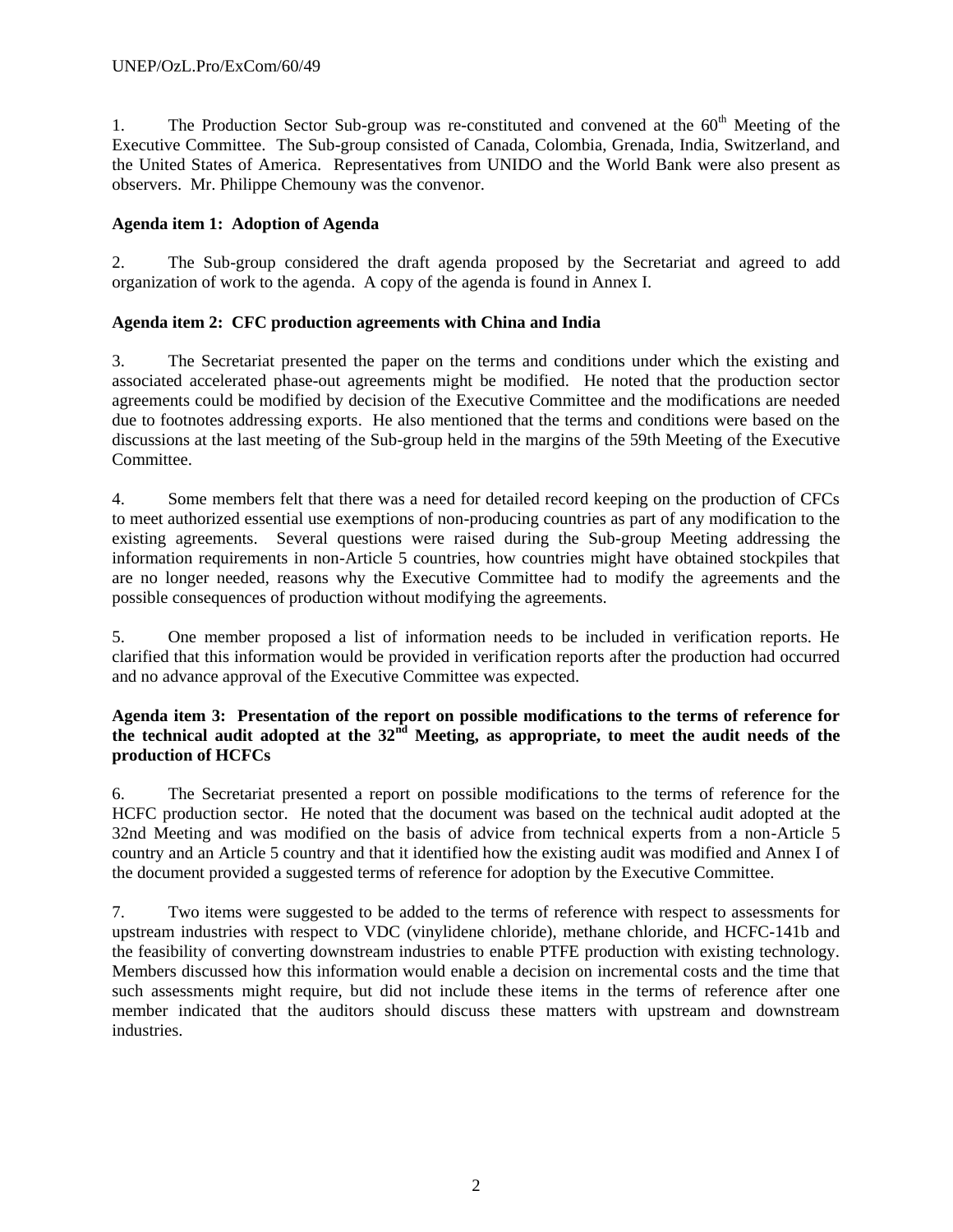1. The Production Sector Sub-group was re-constituted and convened at the 60th Meeting of the Executive Committee. The Sub-group consisted of Canada, Colombia, Grenada, India, Switzerland, and the United States of America. Representatives from UNIDO and the World Bank were also present as observers. Mr. Philippe Chemouny was the convenor.

**Agenda item 1: Adoption of Agenda**

2. The Sub-group considered the draft agenda proposed by the Secretariat and agreed to add organization of work to the agenda. A copy of the agenda is found in Annex I.

**Agenda item 2: CFC production agreements with China and India**

3. The Secretariat presented the paper on the terms and conditions under which the existing and associated accelerated phase-out agreements might be modified. He noted that the production sector agreements could be modified by decision of the Executive Committee and the modifications are needed due to footnotes addressing exports. He also mentioned that the terms and conditions were based on the discussions at the last meeting of the Sub-group held in the margins of the 59th Meeting of the Executive Committee.

4. Some members felt that there was a need for detailed record keeping on the production of CFCs to meet authorized essential use exemptions of non-producing countries as part of any modification to the existing agreements. Several questions were raised during the Sub-group Meeting addressing the information requirements in non-Article 5 countries, how countries might have obtained stockpiles that are no longer needed, reasons why the Executive Committee had to modify the agreements and the possible consequences of production without modifying the agreements.

5. One member proposed a list of information needs to be included in verification reports. He clarified that this information would be provided in verification reports after the production had occurred and no advance approval of the Executive Committee was expected.

**Agenda item 3: Presentation of the report on possible modifications to the terms of reference for the technical audit adopted at the 32nd Meeting, as appropriate, to meet the audit needs of the production of HCFCs**

6. The Secretariat presented a report on possible modifications to the terms of reference for the HCFC production sector. He noted that the document was based on the technical audit adopted at the 32nd Meeting and was modified on the basis of advice from technical experts from a non-Article 5 country and an Article 5 country and that it identified how the existing audit was modified and Annex I of the document provided a suggested terms of reference for adoption by the Executive Committee.

7. Two items were suggested to be added to the terms of reference with respect to assessments for upstream industries with respect to VDC (vinylidene chloride), methane chloride, and HCFC-141b and the feasibility of converting downstream industries to enable PTFE production with existing technology. Members discussed how this information would enable a decision on incremental costs and the time that such assessments might require, but did not include these items in the terms of reference after one member indicated that the auditors should discuss these matters with upstream and downstream industries.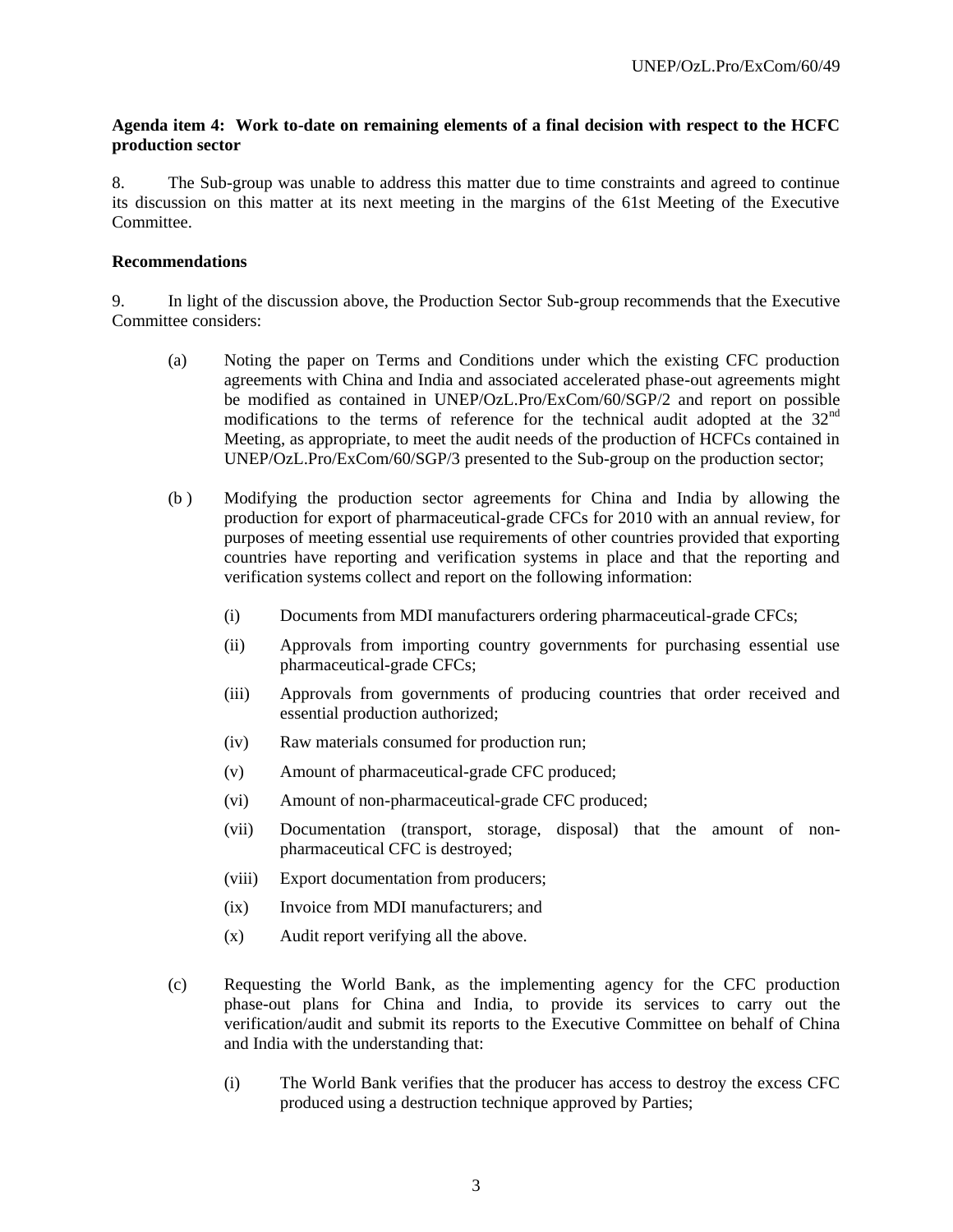**Agenda item 4: Work to-date on remaining elements of a final decision with respect to the HCFC production sector**

8. The Sub-group was unable to address this matter due to time constraints and agreed to continue its discussion on this matter at its next meeting in the margins of the 61st Meeting of the Executive Committee.

**Recommendations**

9. In light of the discussion above, the Production Sector Sub-group recommends that the Executive Committee considers:

(a) Noting the paper on Terms and Conditions under which the existing CFC production agreements with China and India and associated accelerated phase-out agreements might be modified as contained in UNEP/OzL.Pro/ExCom/60/SGP/2 and report on possible modifications to the terms of reference for the technical audit adopted at the 32nd Meeting, as appropriate, to meet the audit needs of the production of HCFCs contained in UNEP/OzL.Pro/ExCom/60/SGP/3 presented to the Sub-group on the production sector;

(b ) Modifying the production sector agreements for China and India by allowing the production for export of pharmaceutical-grade CFCs for 2010 with an annual review, for purposes of meeting essential use requirements of other countries provided that exporting countries have reporting and verification systems in place and that the reporting and verification systems collect and report on the following information:

(i) Documents from MDI manufacturers ordering pharmaceutical-grade CFCs;

(ii) Approvals from importing country governments for purchasing essential use pharmaceutical-grade CFCs;

(iii) Approvals from governments of producing countries that order received and essential production authorized;

(iv) Raw materials consumed for production run;

(v) Amount of pharmaceutical-grade CFC produced;

(vi) Amount of non-pharmaceutical-grade CFC produced;

(vii) Documentation (transport, storage, disposal) that the amount of non-pharmaceutical CFC is destroyed;

(viii) Export documentation from producers;

(ix) Invoice from MDI manufacturers; and

(x) Audit report verifying all the above.

(c) Requesting the World Bank, as the implementing agency for the CFC production phase-out plans for China and India, to provide its services to carry out the verification/audit and submit its reports to the Executive Committee on behalf of China and India with the understanding that:

(i) The World Bank verifies that the producer has access to destroy the excess CFC produced using a destruction technique approved by Parties;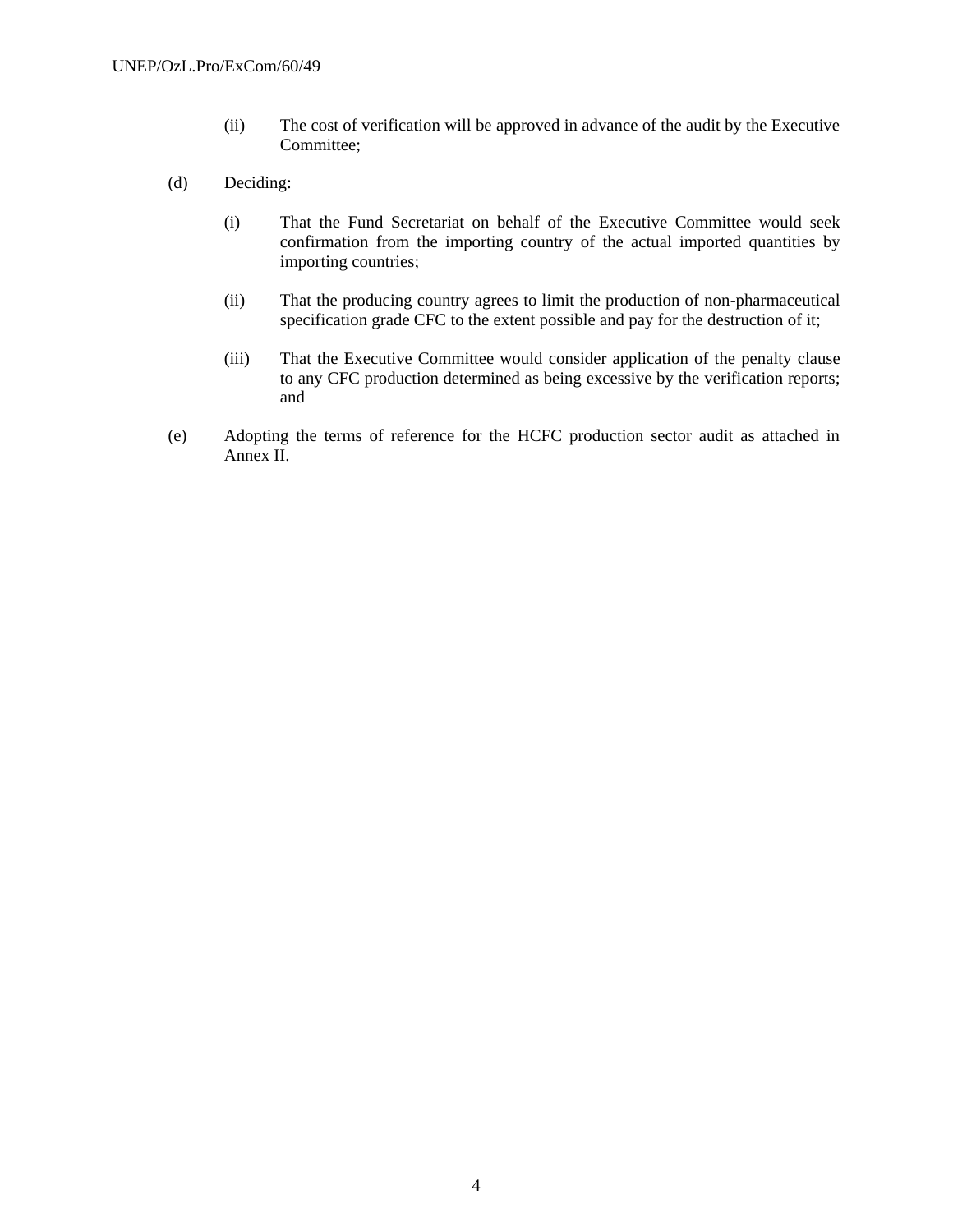(ii) The cost of verification will be approved in advance of the audit by the Executive Committee;

(d) Deciding:

(i) That the Fund Secretariat on behalf of the Executive Committee would seek confirmation from the importing country of the actual imported quantities by importing countries;

(ii) That the producing country agrees to limit the production of non-pharmaceutical specification grade CFC to the extent possible and pay for the destruction of it;

(iii) That the Executive Committee would consider application of the penalty clause to any CFC production determined as being excessive by the verification reports; and

(e) Adopting the terms of reference for the HCFC production sector audit as attached in Annex II.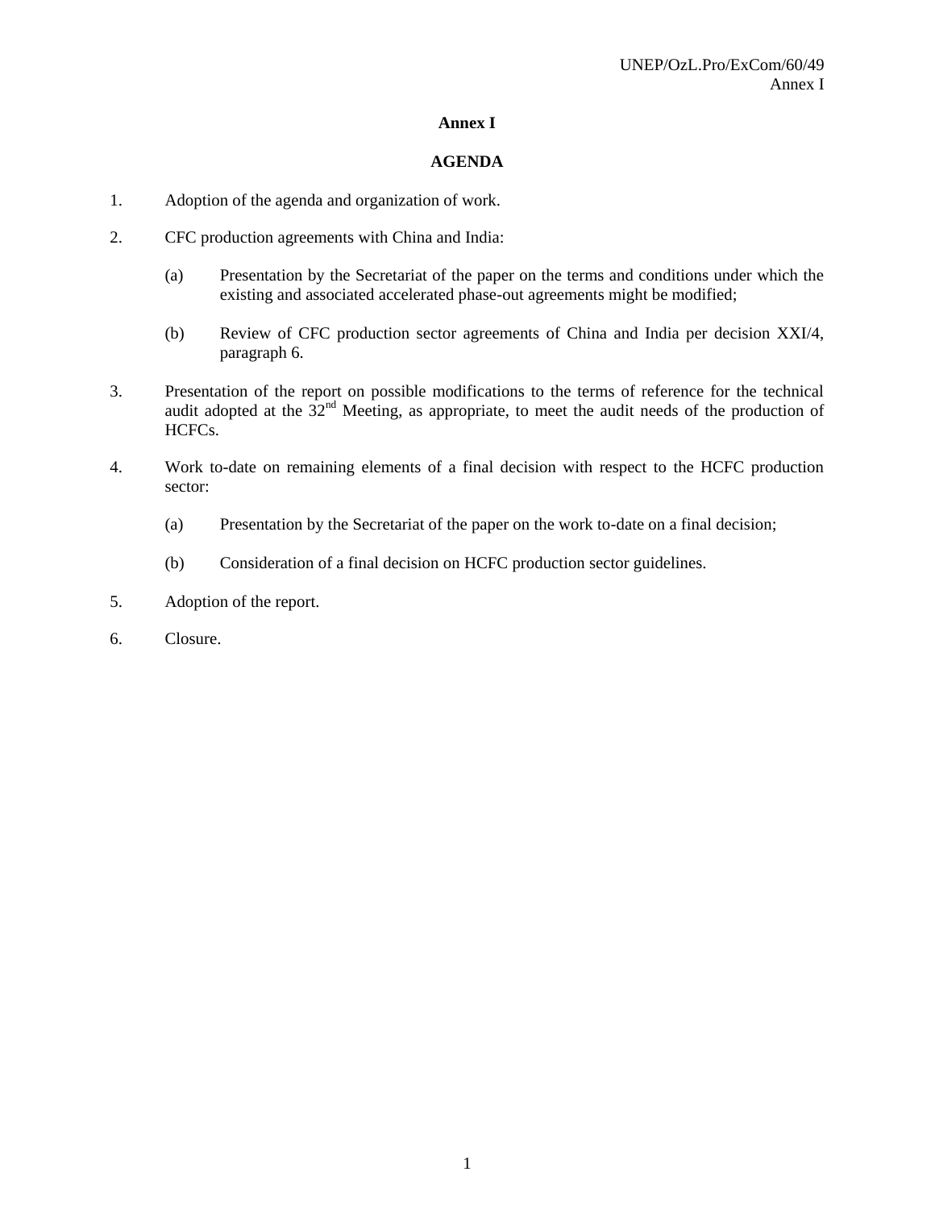# Annex I

## AGENDA

1. Adoption of the agenda and organization of work.

2. CFC production agreements with China and India:

   (a) Presentation by the Secretariat of the paper on the terms and conditions under which the existing and associated accelerated phase-out agreements might be modified;

   (b) Review of CFC production sector agreements of China and India per decision XXI/4, paragraph 6.

3. Presentation of the report on possible modifications to the terms of reference for the technical audit adopted at the 32nd Meeting, as appropriate, to meet the audit needs of the production of HCFCs.

4. Work to-date on remaining elements of a final decision with respect to the HCFC production sector:

   (a) Presentation by the Secretariat of the paper on the work to-date on a final decision;

   (b) Consideration of a final decision on HCFC production sector guidelines.

5. Adoption of the report.

6. Closure.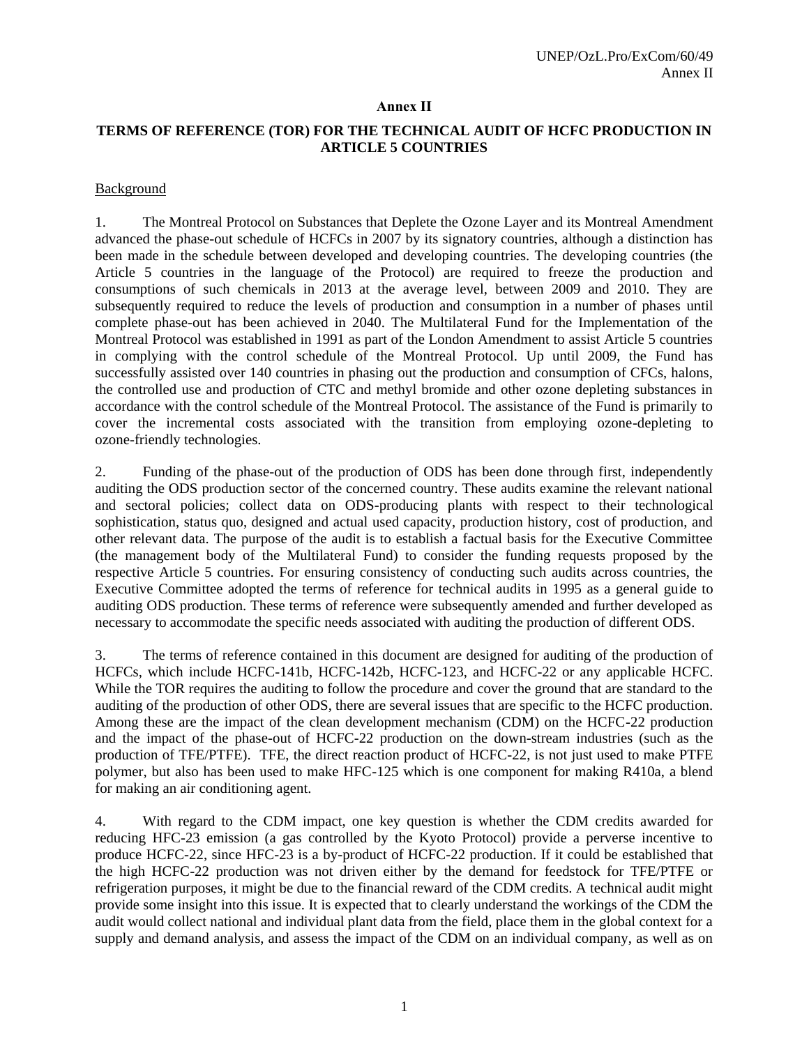**Annex II**

**TERMS OF REFERENCE (TOR) FOR THE TECHNICAL AUDIT OF HCFC PRODUCTION IN ARTICLE 5 COUNTRIES**

Background

1. The Montreal Protocol on Substances that Deplete the Ozone Layer and its Montreal Amendment advanced the phase-out schedule of HCFCs in 2007 by its signatory countries, although a distinction has been made in the schedule between developed and developing countries. The developing countries (the Article 5 countries in the language of the Protocol) are required to freeze the production and consumptions of such chemicals in 2013 at the average level, between 2009 and 2010. They are subsequently required to reduce the levels of production and consumption in a number of phases until complete phase-out has been achieved in 2040. The Multilateral Fund for the Implementation of the Montreal Protocol was established in 1991 as part of the London Amendment to assist Article 5 countries in complying with the control schedule of the Montreal Protocol. Up until 2009, the Fund has successfully assisted over 140 countries in phasing out the production and consumption of CFCs, halons, the controlled use and production of CTC and methyl bromide and other ozone depleting substances in accordance with the control schedule of the Montreal Protocol. The assistance of the Fund is primarily to cover the incremental costs associated with the transition from employing ozone-depleting to ozone-friendly technologies.

2. Funding of the phase-out of the production of ODS has been done through first, independently auditing the ODS production sector of the concerned country. These audits examine the relevant national and sectoral policies; collect data on ODS-producing plants with respect to their technological sophistication, status quo, designed and actual used capacity, production history, cost of production, and other relevant data. The purpose of the audit is to establish a factual basis for the Executive Committee (the management body of the Multilateral Fund) to consider the funding requests proposed by the respective Article 5 countries. For ensuring consistency of conducting such audits across countries, the Executive Committee adopted the terms of reference for technical audits in 1995 as a general guide to auditing ODS production. These terms of reference were subsequently amended and further developed as necessary to accommodate the specific needs associated with auditing the production of different ODS.

3. The terms of reference contained in this document are designed for auditing of the production of HCFCs, which include HCFC-141b, HCFC-142b, HCFC-123, and HCFC-22 or any applicable HCFC. While the TOR requires the auditing to follow the procedure and cover the ground that are standard to the auditing of the production of other ODS, there are several issues that are specific to the HCFC production. Among these are the impact of the clean development mechanism (CDM) on the HCFC-22 production and the impact of the phase-out of HCFC-22 production on the down-stream industries (such as the production of TFE/PTFE). TFE, the direct reaction product of HCFC-22, is not just used to make PTFE polymer, but also has been used to make HFC-125 which is one component for making R410a, a blend for making an air conditioning agent.

4. With regard to the CDM impact, one key question is whether the CDM credits awarded for reducing HFC-23 emission (a gas controlled by the Kyoto Protocol) provide a perverse incentive to produce HCFC-22, since HFC-23 is a by-product of HCFC-22 production. If it could be established that the high HCFC-22 production was not driven either by the demand for feedstock for TFE/PTFE or refrigeration purposes, it might be due to the financial reward of the CDM credits. A technical audit might provide some insight into this issue. It is expected that to clearly understand the workings of the CDM the audit would collect national and individual plant data from the field, place them in the global context for a supply and demand analysis, and assess the impact of the CDM on an individual company, as well as on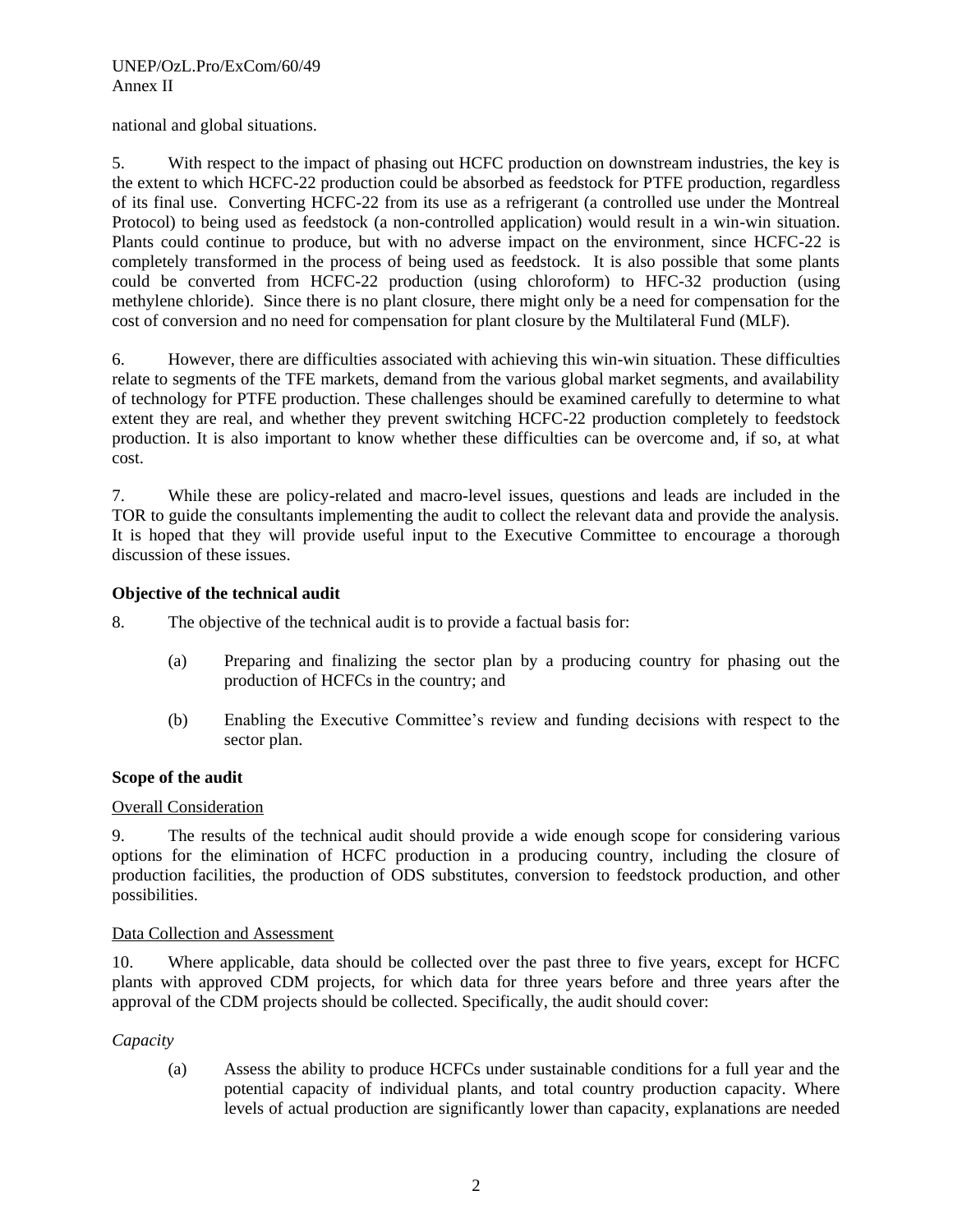national and global situations.

5. With respect to the impact of phasing out HCFC production on downstream industries, the key is the extent to which HCFC-22 production could be absorbed as feedstock for PTFE production, regardless of its final use. Converting HCFC-22 from its use as a refrigerant (a controlled use under the Montreal Protocol) to being used as feedstock (a non-controlled application) would result in a win-win situation. Plants could continue to produce, but with no adverse impact on the environment, since HCFC-22 is completely transformed in the process of being used as feedstock. It is also possible that some plants could be converted from HCFC-22 production (using chloroform) to HFC-32 production (using methylene chloride). Since there is no plant closure, there might only be a need for compensation for the cost of conversion and no need for compensation for plant closure by the Multilateral Fund (MLF).

6. However, there are difficulties associated with achieving this win-win situation. These difficulties relate to segments of the TFE markets, demand from the various global market segments, and availability of technology for PTFE production. These challenges should be examined carefully to determine to what extent they are real, and whether they prevent switching HCFC-22 production completely to feedstock production. It is also important to know whether these difficulties can be overcome and, if so, at what cost.

7. While these are policy-related and macro-level issues, questions and leads are included in the TOR to guide the consultants implementing the audit to collect the relevant data and provide the analysis. It is hoped that they will provide useful input to the Executive Committee to encourage a thorough discussion of these issues.

**Objective of the technical audit**

8. The objective of the technical audit is to provide a factual basis for:

(a) Preparing and finalizing the sector plan by a producing country for phasing out the production of HCFCs in the country; and

(b) Enabling the Executive Committee's review and funding decisions with respect to the sector plan.

**Scope of the audit**

Overall Consideration

9. The results of the technical audit should provide a wide enough scope for considering various options for the elimination of HCFC production in a producing country, including the closure of production facilities, the production of ODS substitutes, conversion to feedstock production, and other possibilities.

Data Collection and Assessment

10. Where applicable, data should be collected over the past three to five years, except for HCFC plants with approved CDM projects, for which data for three years before and three years after the approval of the CDM projects should be collected. Specifically, the audit should cover:

*Capacity*

(a) Assess the ability to produce HCFCs under sustainable conditions for a full year and the potential capacity of individual plants, and total country production capacity. Where levels of actual production are significantly lower than capacity, explanations are needed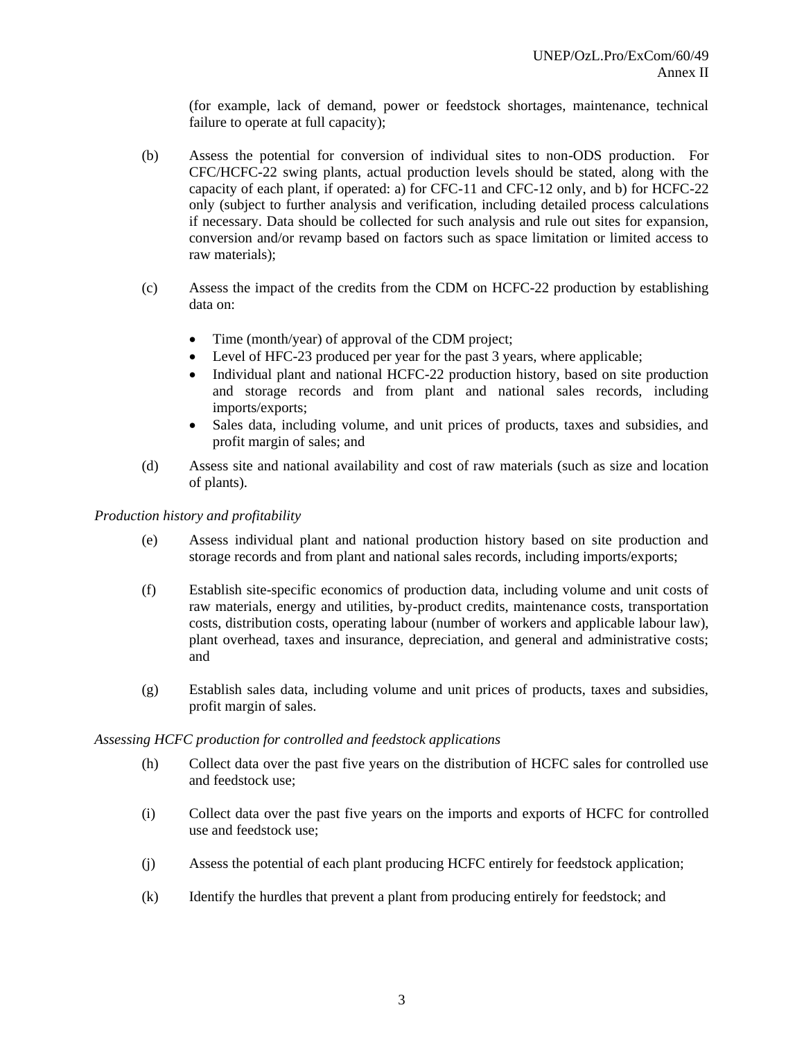(for example, lack of demand, power or feedstock shortages, maintenance, technical failure to operate at full capacity);

(b) Assess the potential for conversion of individual sites to non-ODS production. For CFC/HCFC-22 swing plants, actual production levels should be stated, along with the capacity of each plant, if operated: a) for CFC-11 and CFC-12 only, and b) for HCFC-22 only (subject to further analysis and verification, including detailed process calculations if necessary. Data should be collected for such analysis and rule out sites for expansion, conversion and/or revamp based on factors such as space limitation or limited access to raw materials);

(c) Assess the impact of the credits from the CDM on HCFC-22 production by establishing data on:

- Time (month/year) of approval of the CDM project;
- Level of HFC-23 produced per year for the past 3 years, where applicable;
- Individual plant and national HCFC-22 production history, based on site production and storage records and from plant and national sales records, including imports/exports;
- Sales data, including volume, and unit prices of products, taxes and subsidies, and profit margin of sales; and

(d) Assess site and national availability and cost of raw materials (such as size and location of plants).

*Production history and profitability*

(e) Assess individual plant and national production history based on site production and storage records and from plant and national sales records, including imports/exports;

(f) Establish site-specific economics of production data, including volume and unit costs of raw materials, energy and utilities, by-product credits, maintenance costs, transportation costs, distribution costs, operating labour (number of workers and applicable labour law), plant overhead, taxes and insurance, depreciation, and general and administrative costs; and

(g) Establish sales data, including volume and unit prices of products, taxes and subsidies, profit margin of sales.

*Assessing HCFC production for controlled and feedstock applications*

(h) Collect data over the past five years on the distribution of HCFC sales for controlled use and feedstock use;

(i) Collect data over the past five years on the imports and exports of HCFC for controlled use and feedstock use;

(j) Assess the potential of each plant producing HCFC entirely for feedstock application;

(k) Identify the hurdles that prevent a plant from producing entirely for feedstock; and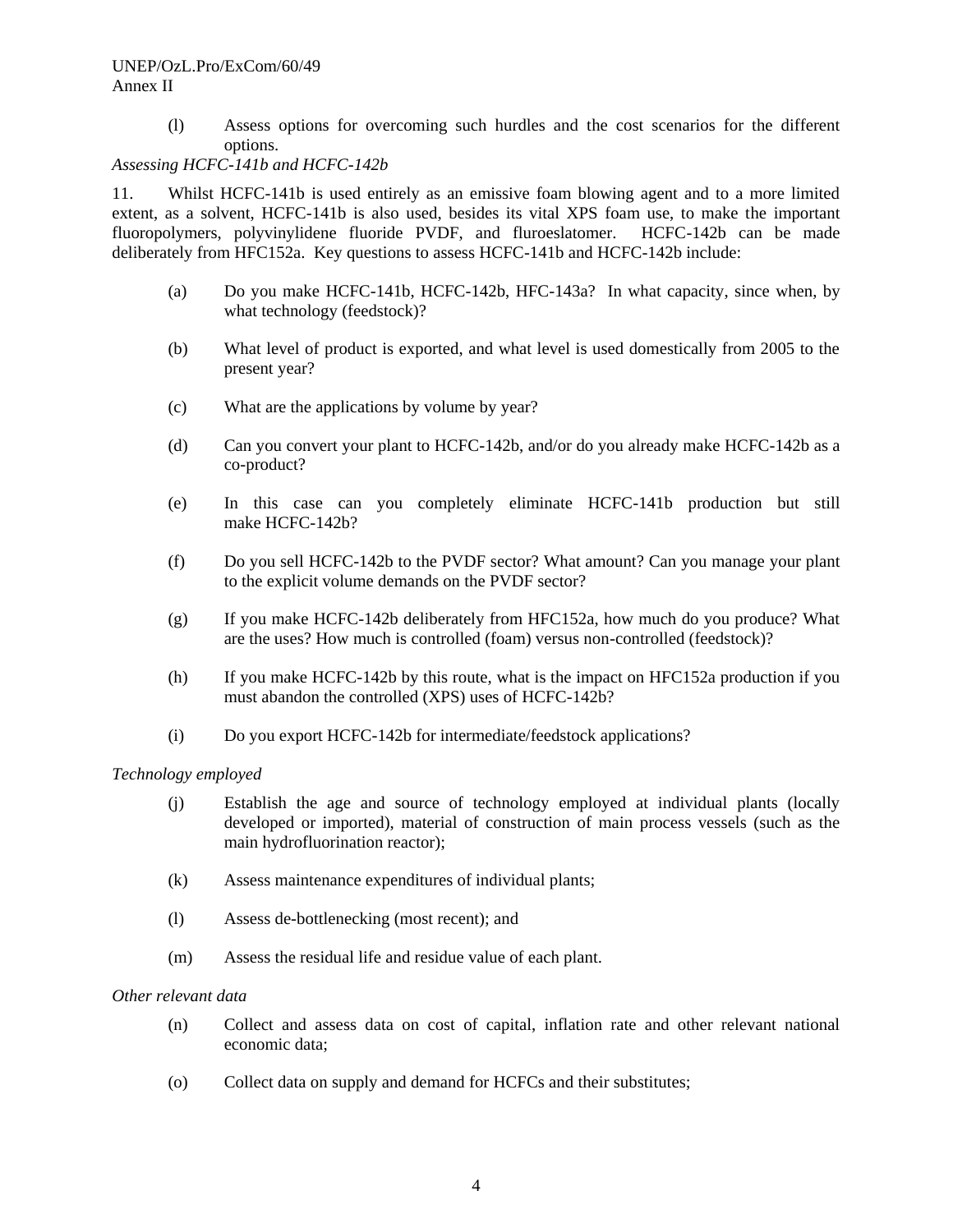(l) Assess options for overcoming such hurdles and the cost scenarios for the different options.

*Assessing HCFC-141b and HCFC-142b*

11. Whilst HCFC-141b is used entirely as an emissive foam blowing agent and to a more limited extent, as a solvent, HCFC-141b is also used, besides its vital XPS foam use, to make the important fluoropolymers, polyvinylidene fluoride PVDF, and fluroeslatomer. HCFC-142b can be made deliberately from HFC152a. Key questions to assess HCFC-141b and HCFC-142b include:

(a) Do you make HCFC-141b, HCFC-142b, HFC-143a? In what capacity, since when, by what technology (feedstock)?

(b) What level of product is exported, and what level is used domestically from 2005 to the present year?

(c) What are the applications by volume by year?

(d) Can you convert your plant to HCFC-142b, and/or do you already make HCFC-142b as a co-product?

(e) In this case can you completely eliminate HCFC-141b production but still make HCFC-142b?

(f) Do you sell HCFC-142b to the PVDF sector? What amount? Can you manage your plant to the explicit volume demands on the PVDF sector?

(g) If you make HCFC-142b deliberately from HFC152a, how much do you produce? What are the uses? How much is controlled (foam) versus non-controlled (feedstock)?

(h) If you make HCFC-142b by this route, what is the impact on HFC152a production if you must abandon the controlled (XPS) uses of HCFC-142b?

(i) Do you export HCFC-142b for intermediate/feedstock applications?

*Technology employed*

(j) Establish the age and source of technology employed at individual plants (locally developed or imported), material of construction of main process vessels (such as the main hydrofluorination reactor);

(k) Assess maintenance expenditures of individual plants;

(l) Assess de-bottlenecking (most recent); and

(m) Assess the residual life and residue value of each plant.

*Other relevant data*

(n) Collect and assess data on cost of capital, inflation rate and other relevant national economic data;

(o) Collect data on supply and demand for HCFCs and their substitutes;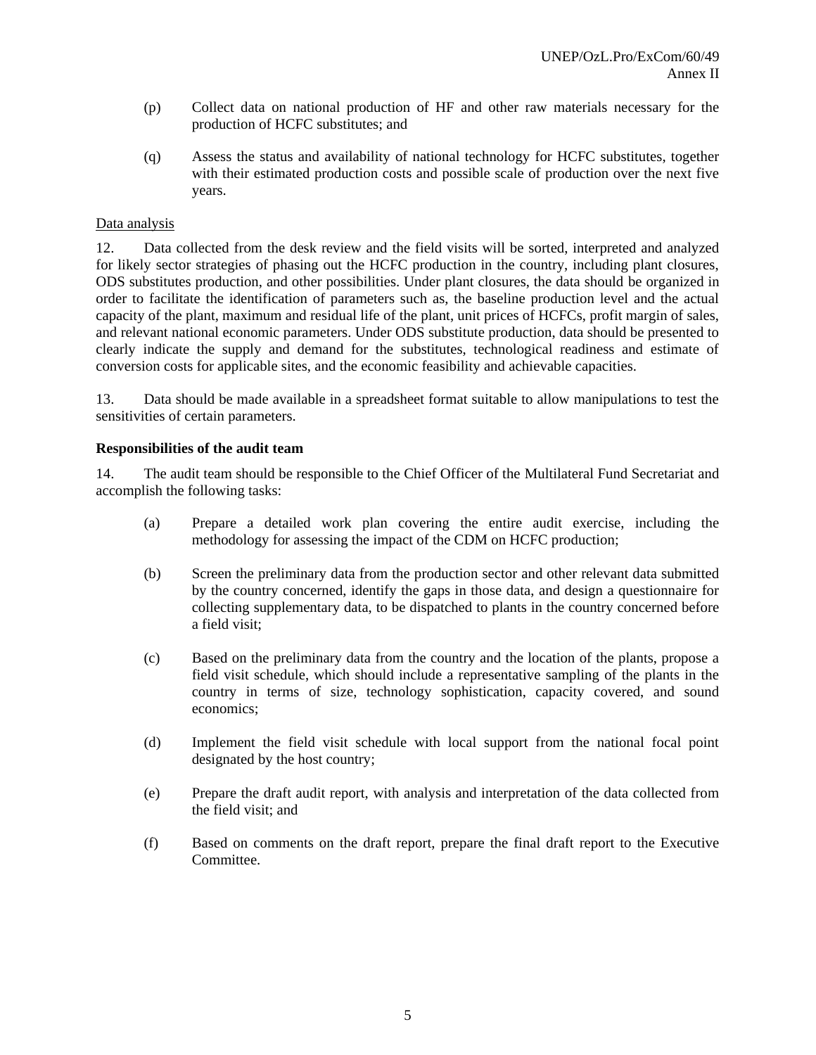(p) Collect data on national production of HF and other raw materials necessary for the production of HCFC substitutes; and

(q) Assess the status and availability of national technology for HCFC substitutes, together with their estimated production costs and possible scale of production over the next five years.

Data analysis

12. Data collected from the desk review and the field visits will be sorted, interpreted and analyzed for likely sector strategies of phasing out the HCFC production in the country, including plant closures, ODS substitutes production, and other possibilities. Under plant closures, the data should be organized in order to facilitate the identification of parameters such as, the baseline production level and the actual capacity of the plant, maximum and residual life of the plant, unit prices of HCFCs, profit margin of sales, and relevant national economic parameters. Under ODS substitute production, data should be presented to clearly indicate the supply and demand for the substitutes, technological readiness and estimate of conversion costs for applicable sites, and the economic feasibility and achievable capacities.

13. Data should be made available in a spreadsheet format suitable to allow manipulations to test the sensitivities of certain parameters.

**Responsibilities of the audit team**

14. The audit team should be responsible to the Chief Officer of the Multilateral Fund Secretariat and accomplish the following tasks:

(a) Prepare a detailed work plan covering the entire audit exercise, including the methodology for assessing the impact of the CDM on HCFC production;

(b) Screen the preliminary data from the production sector and other relevant data submitted by the country concerned, identify the gaps in those data, and design a questionnaire for collecting supplementary data, to be dispatched to plants in the country concerned before a field visit;

(c) Based on the preliminary data from the country and the location of the plants, propose a field visit schedule, which should include a representative sampling of the plants in the country in terms of size, technology sophistication, capacity covered, and sound economics;

(d) Implement the field visit schedule with local support from the national focal point designated by the host country;

(e) Prepare the draft audit report, with analysis and interpretation of the data collected from the field visit; and

(f) Based on comments on the draft report, prepare the final draft report to the Executive Committee.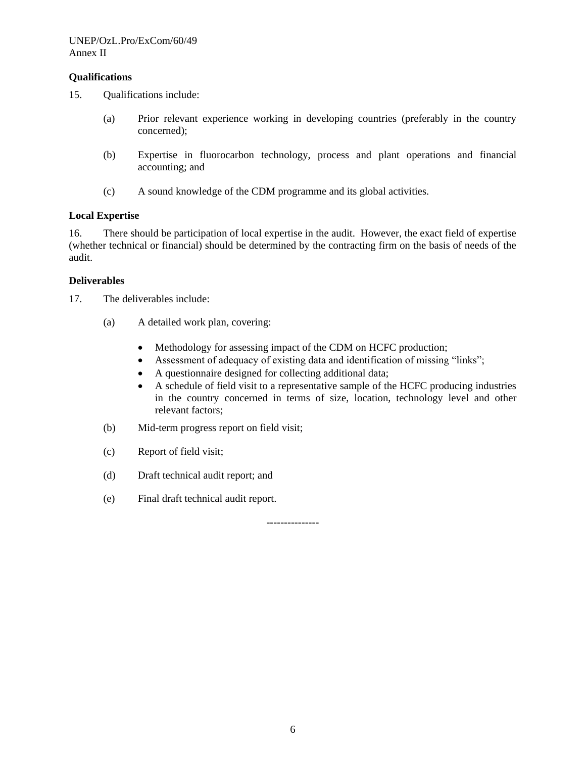**Qualifications**

15. Qualifications include:

(a) Prior relevant experience working in developing countries (preferably in the country concerned);

(b) Expertise in fluorocarbon technology, process and plant operations and financial accounting; and

(c) A sound knowledge of the CDM programme and its global activities.

**Local Expertise**

16. There should be participation of local expertise in the audit. However, the exact field of expertise (whether technical or financial) should be determined by the contracting firm on the basis of needs of the audit.

**Deliverables**

17. The deliverables include:

(a) A detailed work plan, covering:

- Methodology for assessing impact of the CDM on HCFC production;
- Assessment of adequacy of existing data and identification of missing "links";
- A questionnaire designed for collecting additional data;
- A schedule of field visit to a representative sample of the HCFC producing industries in the country concerned in terms of size, location, technology level and other relevant factors;

(b) Mid-term progress report on field visit;

(c) Report of field visit;

(d) Draft technical audit report; and

(e) Final draft technical audit report.

---------------